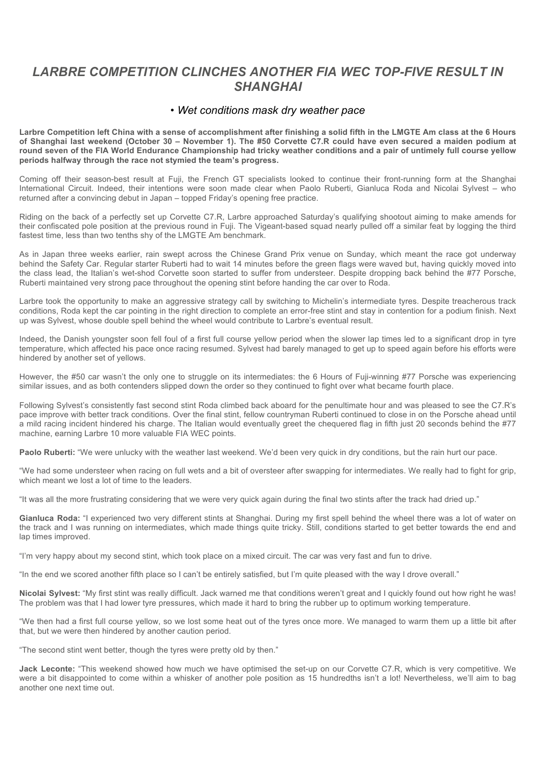# *LARBRE COMPETITION CLINCHES ANOTHER FIA WEC TOP-FIVE RESULT IN SHANGHAI*

*• Wet conditions mask dry weather pace*

**Larbre Competition left China with a sense of accomplishment after finishing a solid fifth in the LMGTE Am class at the 6 Hours of Shanghai last weekend (October 30 – November 1). The #50 Corvette C7.R could have even secured a maiden podium at round seven of the FIA World Endurance Championship had tricky weather conditions and a pair of untimely full course yellow periods halfway through the race not stymied the team's progress.**

Coming off their season-best result at Fuji, the French GT specialists looked to continue their front-running form at the Shanghai International Circuit. Indeed, their intentions were soon made clear when Paolo Ruberti, Gianluca Roda and Nicolai Sylvest – who returned after a convincing debut in Japan – topped Friday's opening free practice.

Riding on the back of a perfectly set up Corvette C7.R, Larbre approached Saturday's qualifying shootout aiming to make amends for their confiscated pole position at the previous round in Fuji. The Vigeant-based squad nearly pulled off a similar feat by logging the third fastest time, less than two tenths shy of the LMGTE Am benchmark.

As in Japan three weeks earlier, rain swept across the Chinese Grand Prix venue on Sunday, which meant the race got underway behind the Safety Car. Regular starter Ruberti had to wait 14 minutes before the green flags were waved but, having quickly moved into the class lead, the Italian's wet-shod Corvette soon started to suffer from understeer. Despite dropping back behind the #77 Porsche, Ruberti maintained very strong pace throughout the opening stint before handing the car over to Roda.

Larbre took the opportunity to make an aggressive strategy call by switching to Michelin's intermediate tyres. Despite treacherous track conditions, Roda kept the car pointing in the right direction to complete an error-free stint and stay in contention for a podium finish. Next up was Sylvest, whose double spell behind the wheel would contribute to Larbre's eventual result.

Indeed, the Danish youngster soon fell foul of a first full course yellow period when the slower lap times led to a significant drop in tyre temperature, which affected his pace once racing resumed. Sylvest had barely managed to get up to speed again before his efforts were hindered by another set of yellows.

However, the #50 car wasn't the only one to struggle on its intermediates: the 6 Hours of Fuji-winning #77 Porsche was experiencing similar issues, and as both contenders slipped down the order so they continued to fight over what became fourth place.

Following Sylvest's consistently fast second stint Roda climbed back aboard for the penultimate hour and was pleased to see the C7.R's pace improve with better track conditions. Over the final stint, fellow countryman Ruberti continued to close in on the Porsche ahead until a mild racing incident hindered his charge. The Italian would eventually greet the chequered flag in fifth just 20 seconds behind the #77 machine, earning Larbre 10 more valuable FIA WEC points.

**Paolo Ruberti:** "We were unlucky with the weather last weekend. We'd been very quick in dry conditions, but the rain hurt our pace.

"We had some understeer when racing on full wets and a bit of oversteer after swapping for intermediates. We really had to fight for grip, which meant we lost a lot of time to the leaders.

"It was all the more frustrating considering that we were very quick again during the final two stints after the track had dried up."

**Gianluca Roda:** "I experienced two very different stints at Shanghai. During my first spell behind the wheel there was a lot of water on the track and I was running on intermediates, which made things quite tricky. Still, conditions started to get better towards the end and lap times improved.

"I'm very happy about my second stint, which took place on a mixed circuit. The car was very fast and fun to drive.

"In the end we scored another fifth place so I can't be entirely satisfied, but I'm quite pleased with the way I drove overall."

**Nicolai Sylvest:** "My first stint was really difficult. Jack warned me that conditions weren't great and I quickly found out how right he was! The problem was that I had lower tyre pressures, which made it hard to bring the rubber up to optimum working temperature.

"We then had a first full course yellow, so we lost some heat out of the tyres once more. We managed to warm them up a little bit after that, but we were then hindered by another caution period.

"The second stint went better, though the tyres were pretty old by then."

**Jack Leconte:** "This weekend showed how much we have optimised the set-up on our Corvette C7.R, which is very competitive. We were a bit disappointed to come within a whisker of another pole position as 15 hundredths isn't a lot! Nevertheless, we'll aim to bag another one next time out.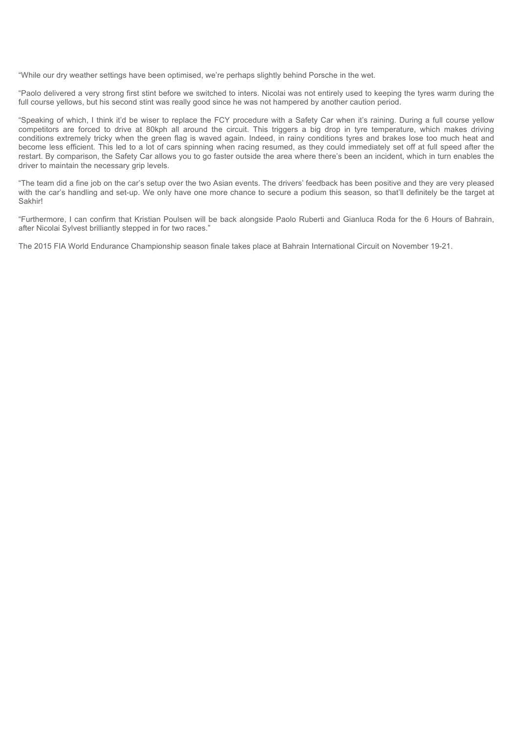“While our dry weather settings have been optimised, we’re perhaps slightly behind Porsche in the wet.

“Paolo delivered a very strong first stint before we switched to inters. Nicolai was not entirely used to keeping the tyres warm during the full course yellows, but his second stint was really good since he was not hampered by another caution period.

“Speaking of which, I think it’d be wiser to replace the FCY procedure with a Safety Car when it’s raining. During a full course yellow competitors are forced to drive at 80kph all around the circuit. This triggers a big drop in tyre temperature, which makes driving conditions extremely tricky when the green flag is waved again. Indeed, in rainy conditions tyres and brakes lose too much heat and become less efficient. This led to a lot of cars spinning when racing resumed, as they could immediately set off at full speed after the restart. By comparison, the Safety Car allows you to go faster outside the area where there’s been an incident, which in turn enables the driver to maintain the necessary grip levels.

“The team did a fine job on the car’s setup over the two Asian events. The drivers’ feedback has been positive and they are very pleased with the car’s handling and set-up. We only have one more chance to secure a podium this season, so that’ll definitely be the target at Sakhir!

“Furthermore, I can confirm that Kristian Poulsen will be back alongside Paolo Ruberti and Gianluca Roda for the 6 Hours of Bahrain, after Nicolai Sylvest brilliantly stepped in for two races.”

The 2015 FIA World Endurance Championship season finale takes place at Bahrain International Circuit on November 19-21.